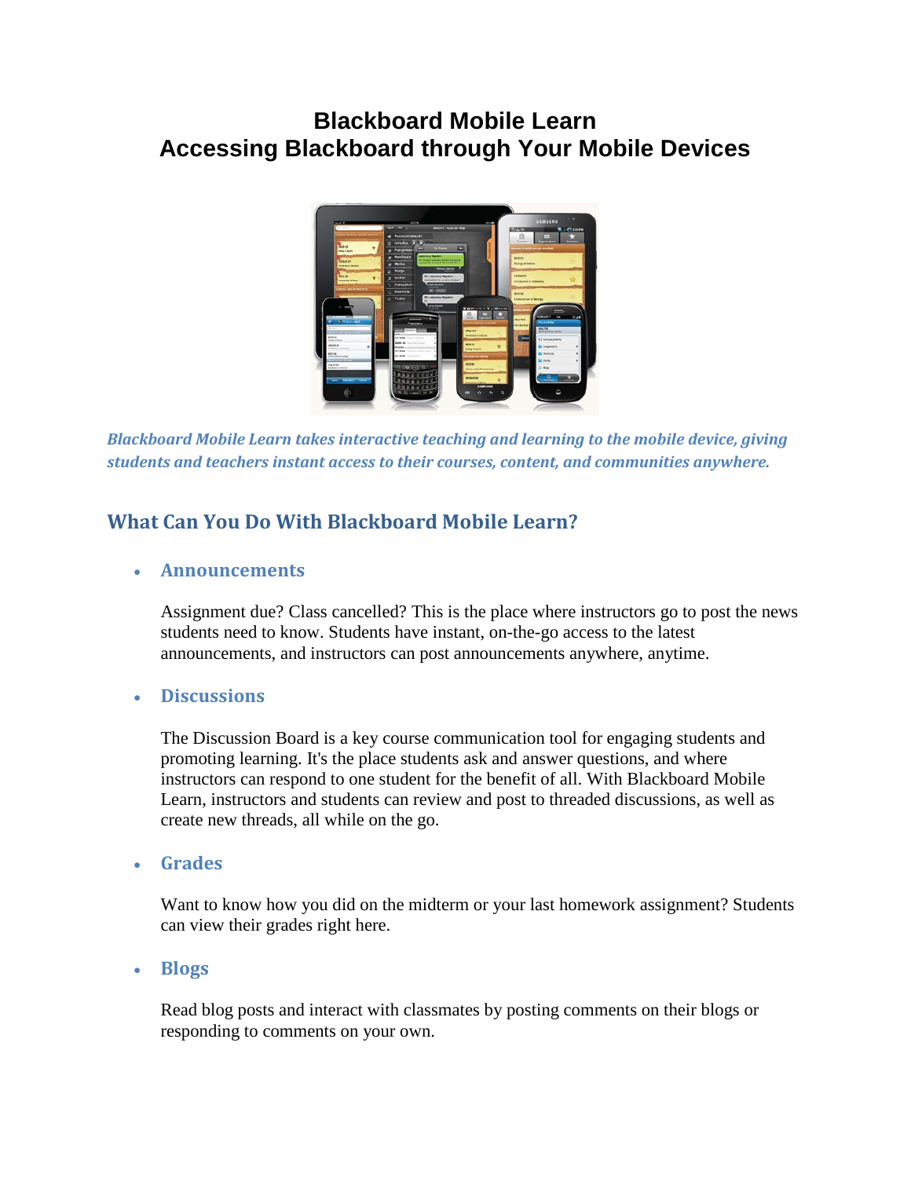# Blackboard Mobile Learn
# Accessing Blackboard through Your Mobile Devices

***Blackboard Mobile Learn takes interactive teaching and learning to the mobile device, giving students and teachers instant access to their courses, content, and communities anywhere.***

## What Can You Do With Blackboard Mobile Learn?

- ### Announcements

  Assignment due? Class cancelled? This is the place where instructors go to post the news students need to know. Students have instant, on-the-go access to the latest announcements, and instructors can post announcements anywhere, anytime.

- ### Discussions

  The Discussion Board is a key course communication tool for engaging students and promoting learning. It's the place students ask and answer questions, and where instructors can respond to one student for the benefit of all. With Blackboard Mobile Learn, instructors and students can review and post to threaded discussions, as well as create new threads, all while on the go.

- ### Grades

  Want to know how you did on the midterm or your last homework assignment? Students can view their grades right here.

- ### Blogs

  Read blog posts and interact with classmates by posting comments on their blogs or responding to comments on your own.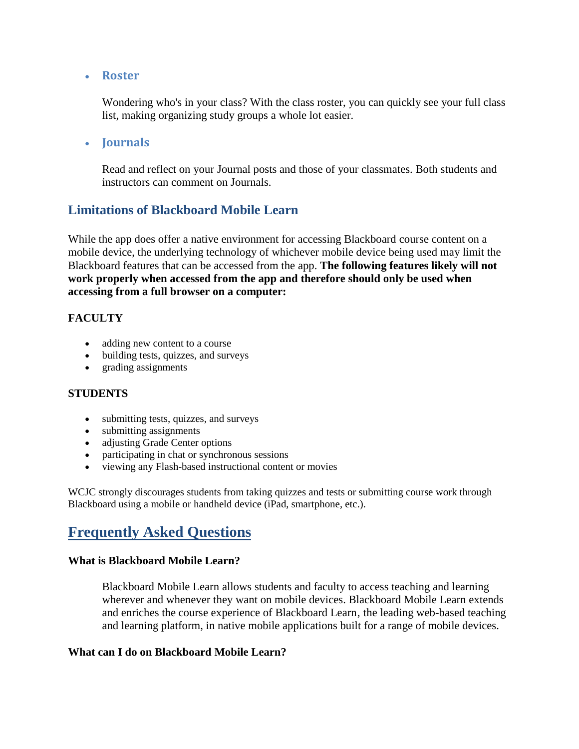- **Roster**

  Wondering who's in your class? With the class roster, you can quickly see your full class list, making organizing study groups a whole lot easier.

- **Journals**

  Read and reflect on your Journal posts and those of your classmates. Both students and instructors can comment on Journals.

## Limitations of Blackboard Mobile Learn

While the app does offer a native environment for accessing Blackboard course content on a mobile device, the underlying technology of whichever mobile device being used may limit the Blackboard features that can be accessed from the app. **The following features likely will not work properly when accessed from the app and therefore should only be used when accessing from a full browser on a computer:**

**FACULTY**

- adding new content to a course
- building tests, quizzes, and surveys
- grading assignments

**STUDENTS**

- submitting tests, quizzes, and surveys
- submitting assignments
- adjusting Grade Center options
- participating in chat or synchronous sessions
- viewing any Flash-based instructional content or movies

WCJC strongly discourages students from taking quizzes and tests or submitting course work through Blackboard using a mobile or handheld device (iPad, smartphone, etc.).

## Frequently Asked Questions

**What is Blackboard Mobile Learn?**

Blackboard Mobile Learn allows students and faculty to access teaching and learning wherever and whenever they want on mobile devices. Blackboard Mobile Learn extends and enriches the course experience of Blackboard Learn, the leading web-based teaching and learning platform, in native mobile applications built for a range of mobile devices.

**What can I do on Blackboard Mobile Learn?**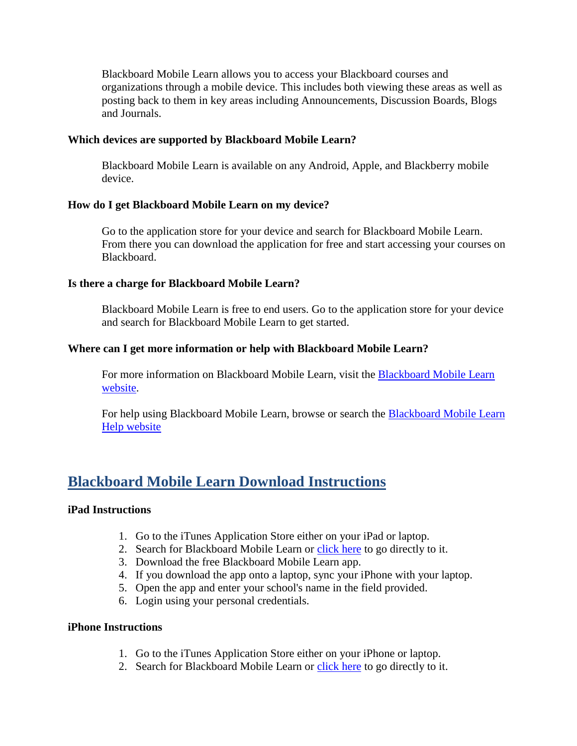Blackboard Mobile Learn allows you to access your Blackboard courses and organizations through a mobile device. This includes both viewing these areas as well as posting back to them in key areas including Announcements, Discussion Boards, Blogs and Journals.

**Which devices are supported by Blackboard Mobile Learn?**

Blackboard Mobile Learn is available on any Android, Apple, and Blackberry mobile device.

**How do I get Blackboard Mobile Learn on my device?**

Go to the application store for your device and search for Blackboard Mobile Learn. From there you can download the application for free and start accessing your courses on Blackboard.

**Is there a charge for Blackboard Mobile Learn?**

Blackboard Mobile Learn is free to end users. Go to the application store for your device and search for Blackboard Mobile Learn to get started.

**Where can I get more information or help with Blackboard Mobile Learn?**

For more information on Blackboard Mobile Learn, visit the Blackboard Mobile Learn website.

For help using Blackboard Mobile Learn, browse or search the Blackboard Mobile Learn Help website

## Blackboard Mobile Learn Download Instructions

**iPad Instructions**

1. Go to the iTunes Application Store either on your iPad or laptop.
2. Search for Blackboard Mobile Learn or click here to go directly to it.
3. Download the free Blackboard Mobile Learn app.
4. If you download the app onto a laptop, sync your iPhone with your laptop.
5. Open the app and enter your school's name in the field provided.
6. Login using your personal credentials.

**iPhone Instructions**

1. Go to the iTunes Application Store either on your iPhone or laptop.
2. Search for Blackboard Mobile Learn or click here to go directly to it.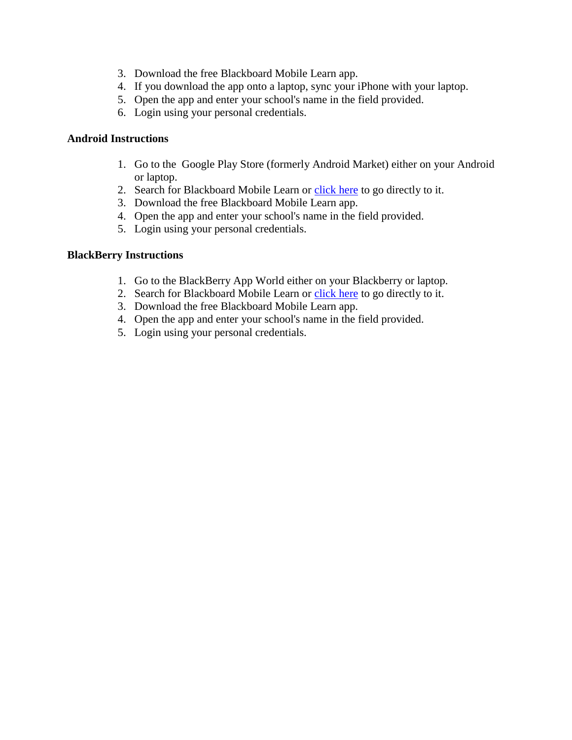3. Download the free Blackboard Mobile Learn app.
4. If you download the app onto a laptop, sync your iPhone with your laptop.
5. Open the app and enter your school's name in the field provided.
6. Login using your personal credentials.

**Android Instructions**

1. Go to the Google Play Store (formerly Android Market) either on your Android or laptop.
2. Search for Blackboard Mobile Learn or click here to go directly to it.
3. Download the free Blackboard Mobile Learn app.
4. Open the app and enter your school's name in the field provided.
5. Login using your personal credentials.

**BlackBerry Instructions**

1. Go to the BlackBerry App World either on your Blackberry or laptop.
2. Search for Blackboard Mobile Learn or click here to go directly to it.
3. Download the free Blackboard Mobile Learn app.
4. Open the app and enter your school's name in the field provided.
5. Login using your personal credentials.